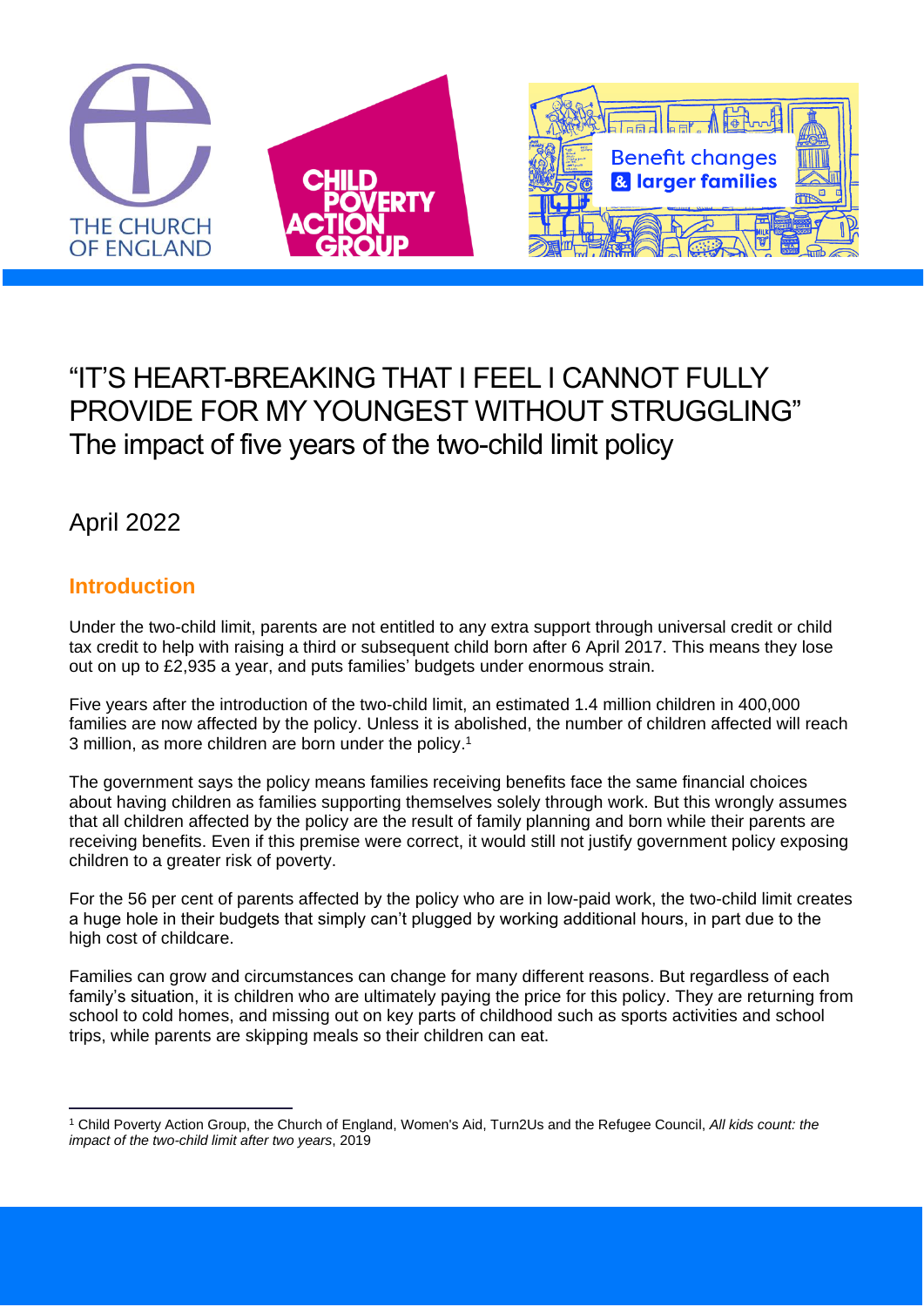# "IT'S HEART-BREAKING THAT I FEEL I CANNOT FULLY PROVIDE FOR MY YOUNGEST WITHOUT STRUGGLING"

The impact of five years of the two-child limit policy

April 2022

## Introduction

Under the two-child limit, parents are not entitled to any extra support through universal credit or child tax credit to help with raising a third or subsequent child born after 6 April 2017. This means they lose out on up to £2,935 a year, and puts families' budgets under enormous strain.

Five years after the introduction of the two-child limit, an estimated 1.4 million children in 400,000 families are now affected by the policy. Unless it is abolished, the number of children affected will reach 3 million, as more children are born under the policy.[1]

The government says the policy means families receiving benefits face the same financial choices about having children as families supporting themselves solely through work. But this wrongly assumes that all children affected by the policy are the result of family planning and born while their parents are receiving benefits. Even if this premise were correct, it would still not justify government policy exposing children to a greater risk of poverty.

For the 56 per cent of parents affected by the policy who are in low-paid work, the two-child limit creates a huge hole in their budgets that simply can't plugged by working additional hours, in part due to the high cost of childcare.

Families can grow and circumstances can change for many different reasons. But regardless of each family's situation, it is children who are ultimately paying the price for this policy. They are returning from school to cold homes, and missing out on key parts of childhood such as sports activities and school trips, while parents are skipping meals so their children can eat.

---

[1] Child Poverty Action Group, the Church of England, Women's Aid, Turn2Us and the Refugee Council, *All kids count: the impact of the two-child limit after two years*, 2019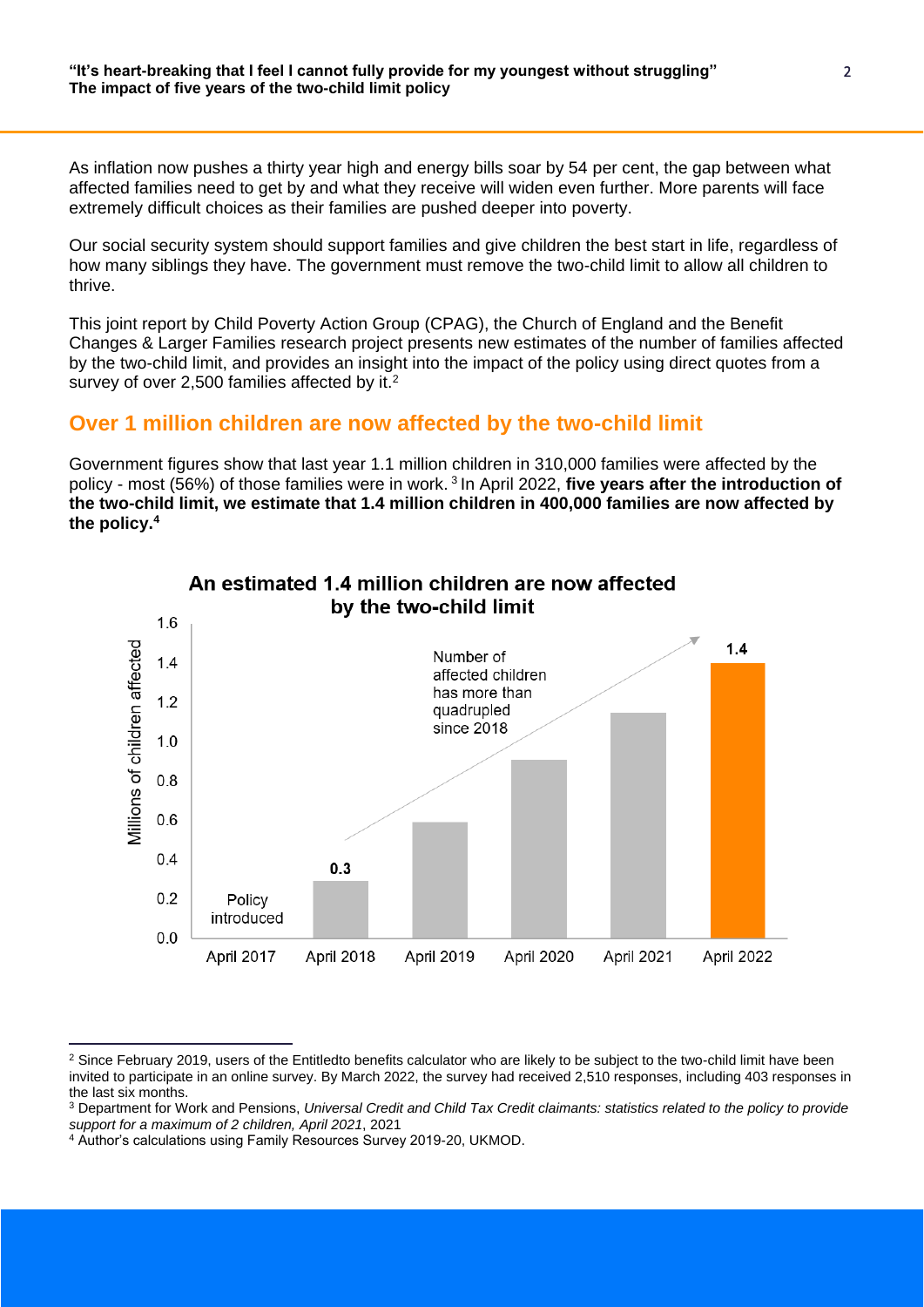As inflation now pushes a thirty year high and energy bills soar by 54 per cent, the gap between what affected families need to get by and what they receive will widen even further. More parents will face extremely difficult choices as their families are pushed deeper into poverty.

Our social security system should support families and give children the best start in life, regardless of how many siblings they have. The government must remove the two-child limit to allow all children to thrive.

This joint report by Child Poverty Action Group (CPAG), the Church of England and the Benefit Changes & Larger Families research project presents new estimates of the number of families affected by the two-child limit, and provides an insight into the impact of the policy using direct quotes from a survey of over 2,500 families affected by it.[2]

## Over 1 million children are now affected by the two-child limit

Government figures show that last year 1.1 million children in 310,000 families were affected by the policy - most (56%) of those families were in work. [3] In April 2022, **five years after the introduction of the two-child limit, we estimate that 1.4 million children in 400,000 families are now affected by the policy.[4]**

**An estimated 1.4 million children are now affected by the two-child limit**

Millions of children affected: April 2017 – Policy introduced; April 2018 – 0.3; April 2019; April 2020; April 2021; April 2022 – 1.4

Number of affected children has more than quadrupled since 2018

---

[2] Since February 2019, users of the Entitledto benefits calculator who are likely to be subject to the two-child limit have been invited to participate in an online survey. By March 2022, the survey had received 2,510 responses, including 403 responses in the last six months.

[3] Department for Work and Pensions, *Universal Credit and Child Tax Credit claimants: statistics related to the policy to provide support for a maximum of 2 children, April 2021*, 2021

[4] Author's calculations using Family Resources Survey 2019-20, UKMOD.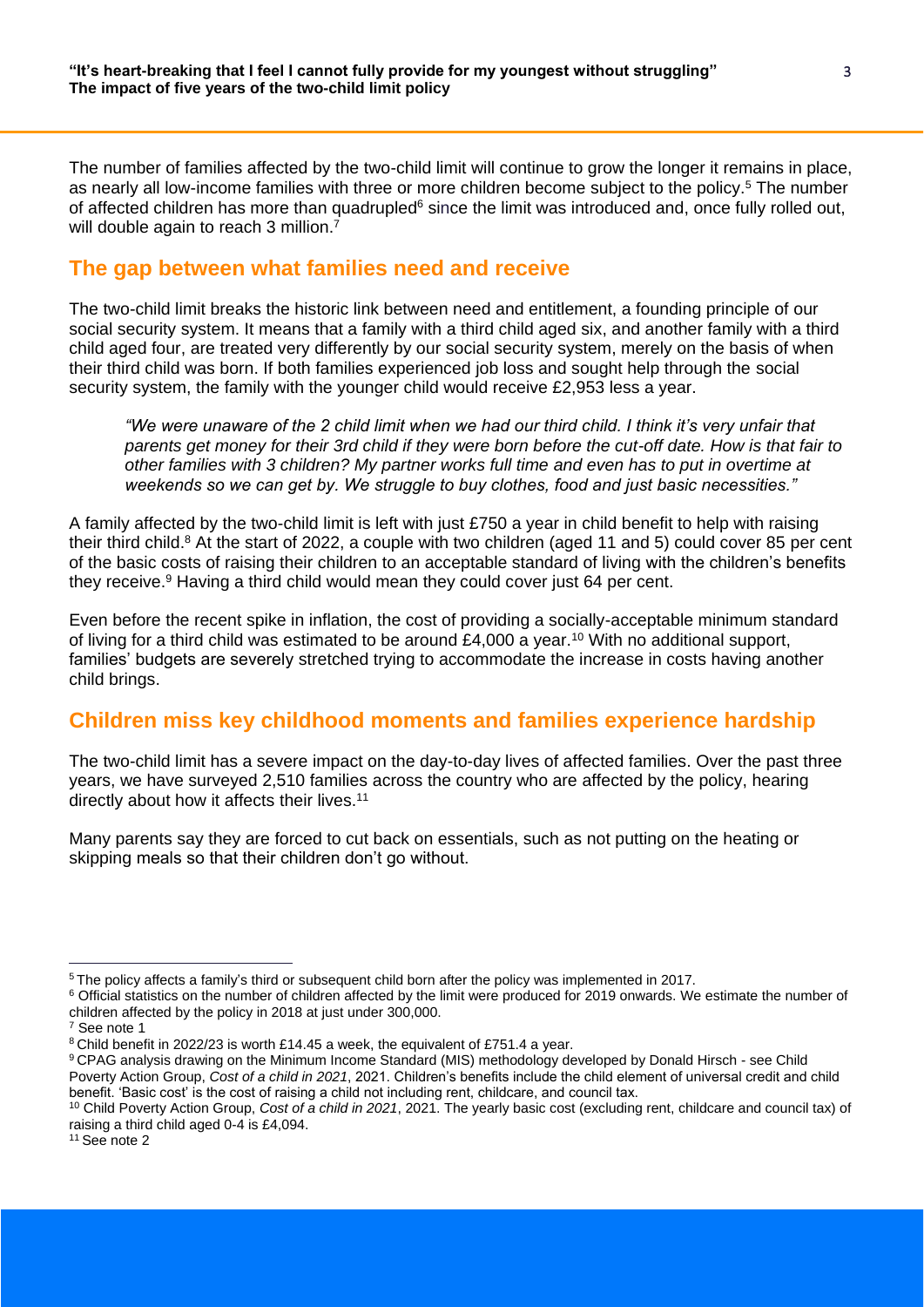The number of families affected by the two-child limit will continue to grow the longer it remains in place, as nearly all low-income families with three or more children become subject to the policy.[5] The number of affected children has more than quadrupled[6] since the limit was introduced and, once fully rolled out, will double again to reach 3 million.[7]

## The gap between what families need and receive

The two-child limit breaks the historic link between need and entitlement, a founding principle of our social security system. It means that a family with a third child aged six, and another family with a third child aged four, are treated very differently by our social security system, merely on the basis of when their third child was born. If both families experienced job loss and sought help through the social security system, the family with the younger child would receive £2,953 less a year.

> *"We were unaware of the 2 child limit when we had our third child. I think it's very unfair that parents get money for their 3rd child if they were born before the cut-off date. How is that fair to other families with 3 children? My partner works full time and even has to put in overtime at weekends so we can get by. We struggle to buy clothes, food and just basic necessities."*

A family affected by the two-child limit is left with just £750 a year in child benefit to help with raising their third child.[8] At the start of 2022, a couple with two children (aged 11 and 5) could cover 85 per cent of the basic costs of raising their children to an acceptable standard of living with the children's benefits they receive.[9] Having a third child would mean they could cover just 64 per cent.

Even before the recent spike in inflation, the cost of providing a socially-acceptable minimum standard of living for a third child was estimated to be around £4,000 a year.[10] With no additional support, families' budgets are severely stretched trying to accommodate the increase in costs having another child brings.

## Children miss key childhood moments and families experience hardship

The two-child limit has a severe impact on the day-to-day lives of affected families. Over the past three years, we have surveyed 2,510 families across the country who are affected by the policy, hearing directly about how it affects their lives.[11]

Many parents say they are forced to cut back on essentials, such as not putting on the heating or skipping meals so that their children don't go without.

---

[5] The policy affects a family's third or subsequent child born after the policy was implemented in 2017.

[6] Official statistics on the number of children affected by the limit were produced for 2019 onwards. We estimate the number of children affected by the policy in 2018 at just under 300,000.

[7] See note 1

[8] Child benefit in 2022/23 is worth £14.45 a week, the equivalent of £751.4 a year.

[9] CPAG analysis drawing on the Minimum Income Standard (MIS) methodology developed by Donald Hirsch - see Child Poverty Action Group, *Cost of a child in 2021*, 2021. Children's benefits include the child element of universal credit and child benefit. 'Basic cost' is the cost of raising a child not including rent, childcare, and council tax.

[10] Child Poverty Action Group, *Cost of a child in 2021*, 2021. The yearly basic cost (excluding rent, childcare and council tax) of raising a third child aged 0-4 is £4,094.

[11] See note 2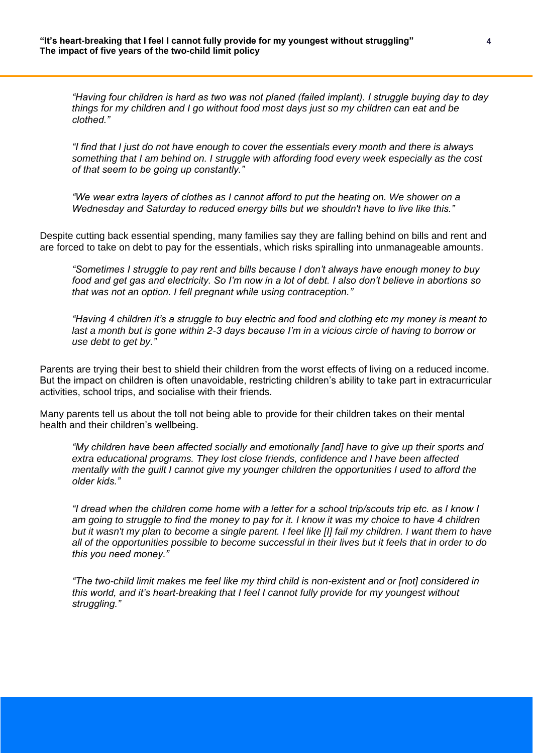*"Having four children is hard as two was not planed (failed implant). I struggle buying day to day things for my children and I go without food most days just so my children can eat and be clothed."*

*"I find that I just do not have enough to cover the essentials every month and there is always something that I am behind on. I struggle with affording food every week especially as the cost of that seem to be going up constantly."*

*"We wear extra layers of clothes as I cannot afford to put the heating on. We shower on a Wednesday and Saturday to reduced energy bills but we shouldn't have to live like this."*

Despite cutting back essential spending, many families say they are falling behind on bills and rent and are forced to take on debt to pay for the essentials, which risks spiralling into unmanageable amounts.

*"Sometimes I struggle to pay rent and bills because I don't always have enough money to buy food and get gas and electricity. So I'm now in a lot of debt. I also don't believe in abortions so that was not an option. I fell pregnant while using contraception."*

*"Having 4 children it's a struggle to buy electric and food and clothing etc my money is meant to last a month but is gone within 2-3 days because I'm in a vicious circle of having to borrow or use debt to get by."*

Parents are trying their best to shield their children from the worst effects of living on a reduced income. But the impact on children is often unavoidable, restricting children's ability to take part in extracurricular activities, school trips, and socialise with their friends.

Many parents tell us about the toll not being able to provide for their children takes on their mental health and their children's wellbeing.

*"My children have been affected socially and emotionally [and] have to give up their sports and extra educational programs. They lost close friends, confidence and I have been affected mentally with the guilt I cannot give my younger children the opportunities I used to afford the older kids."*

*"I dread when the children come home with a letter for a school trip/scouts trip etc. as I know I am going to struggle to find the money to pay for it. I know it was my choice to have 4 children but it wasn't my plan to become a single parent. I feel like [I] fail my children. I want them to have all of the opportunities possible to become successful in their lives but it feels that in order to do this you need money."*

*"The two-child limit makes me feel like my third child is non-existent and or [not] considered in this world, and it's heart-breaking that I feel I cannot fully provide for my youngest without struggling."*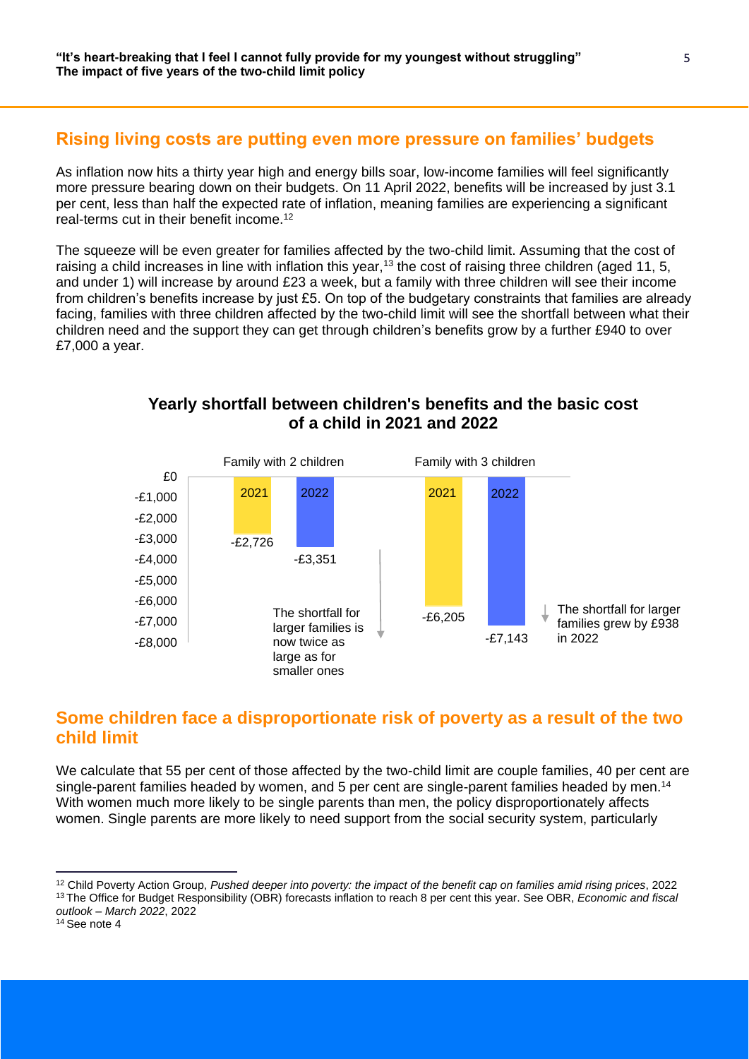## Rising living costs are putting even more pressure on families' budgets

As inflation now hits a thirty year high and energy bills soar, low-income families will feel significantly more pressure bearing down on their budgets. On 11 April 2022, benefits will be increased by just 3.1 per cent, less than half the expected rate of inflation, meaning families are experiencing a significant real-terms cut in their benefit income.[12]

The squeeze will be even greater for families affected by the two-child limit. Assuming that the cost of raising a child increases in line with inflation this year,[13] the cost of raising three children (aged 11, 5, and under 1) will increase by around £23 a week, but a family with three children will see their income from children's benefits increase by just £5. On top of the budgetary constraints that families are already facing, families with three children affected by the two-child limit will see the shortfall between what their children need and the support they can get through children's benefits grow by a further £940 to over £7,000 a year.

**Yearly shortfall between children's benefits and the basic cost of a child in 2021 and 2022**

| | 2021 | 2022 |
|---|---|---|
| Family with 2 children | -£2,726 | -£3,351 |
| Family with 3 children | -£6,205 | -£7,143 |

The shortfall for larger families is now twice as large as for smaller ones

The shortfall for larger families grew by £938 in 2022

## Some children face a disproportionate risk of poverty as a result of the two child limit

We calculate that 55 per cent of those affected by the two-child limit are couple families, 40 per cent are single-parent families headed by women, and 5 per cent are single-parent families headed by men.[14] With women much more likely to be single parents than men, the policy disproportionately affects women. Single parents are more likely to need support from the social security system, particularly

---

[12] Child Poverty Action Group, *Pushed deeper into poverty: the impact of the benefit cap on families amid rising prices*, 2022

[13] The Office for Budget Responsibility (OBR) forecasts inflation to reach 8 per cent this year. See OBR, *Economic and fiscal outlook – March 2022*, 2022

[14] See note 4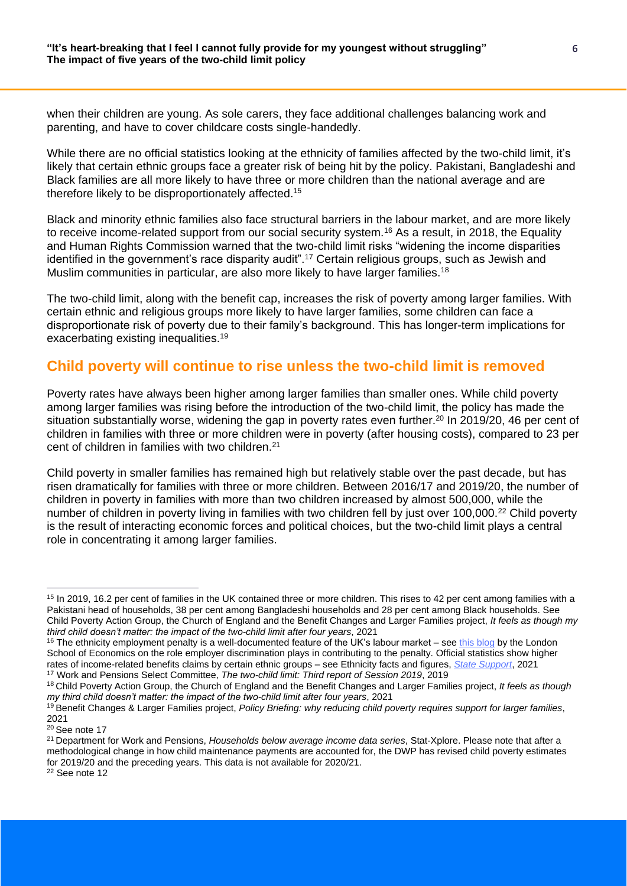when their children are young. As sole carers, they face additional challenges balancing work and parenting, and have to cover childcare costs single-handedly.

While there are no official statistics looking at the ethnicity of families affected by the two-child limit, it's likely that certain ethnic groups face a greater risk of being hit by the policy. Pakistani, Bangladeshi and Black families are all more likely to have three or more children than the national average and are therefore likely to be disproportionately affected.[15]

Black and minority ethnic families also face structural barriers in the labour market, and are more likely to receive income-related support from our social security system.[16] As a result, in 2018, the Equality and Human Rights Commission warned that the two-child limit risks "widening the income disparities identified in the government's race disparity audit".[17] Certain religious groups, such as Jewish and Muslim communities in particular, are also more likely to have larger families.[18]

The two-child limit, along with the benefit cap, increases the risk of poverty among larger families. With certain ethnic and religious groups more likely to have larger families, some children can face a disproportionate risk of poverty due to their family's background. This has longer-term implications for exacerbating existing inequalities.[19]

## Child poverty will continue to rise unless the two-child limit is removed

Poverty rates have always been higher among larger families than smaller ones. While child poverty among larger families was rising before the introduction of the two-child limit, the policy has made the situation substantially worse, widening the gap in poverty rates even further.[20] In 2019/20, 46 per cent of children in families with three or more children were in poverty (after housing costs), compared to 23 per cent of children in families with two children.[21]

Child poverty in smaller families has remained high but relatively stable over the past decade, but has risen dramatically for families with three or more children. Between 2016/17 and 2019/20, the number of children in poverty in families with more than two children increased by almost 500,000, while the number of children in poverty living in families with two children fell by just over 100,000.[22] Child poverty is the result of interacting economic forces and political choices, but the two-child limit plays a central role in concentrating it among larger families.

---

[15] In 2019, 16.2 per cent of families in the UK contained three or more children. This rises to 42 per cent among families with a Pakistani head of households, 38 per cent among Bangladeshi households and 28 per cent among Black households. See Child Poverty Action Group, the Church of England and the Benefit Changes and Larger Families project, *It feels as though my third child doesn't matter: the impact of the two-child limit after four years*, 2021

[16] The ethnicity employment penalty is a well-documented feature of the UK's labour market – see this blog by the London School of Economics on the role employer discrimination plays in contributing to the penalty. Official statistics show higher rates of income-related benefits claims by certain ethnic groups – see Ethnicity facts and figures, *State Support*, 2021

[17] Work and Pensions Select Committee, *The two-child limit: Third report of Session 2019*, 2019

[18] Child Poverty Action Group, the Church of England and the Benefit Changes and Larger Families project, *It feels as though my third child doesn't matter: the impact of the two-child limit after four years*, 2021

[19] Benefit Changes & Larger Families project, *Policy Briefing: why reducing child poverty requires support for larger families*, 2021

[20] See note 17

[21] Department for Work and Pensions, *Households below average income data series*, Stat-Xplore. Please note that after a methodological change in how child maintenance payments are accounted for, the DWP has revised child poverty estimates for 2019/20 and the preceding years. This data is not available for 2020/21.

[22] See note 12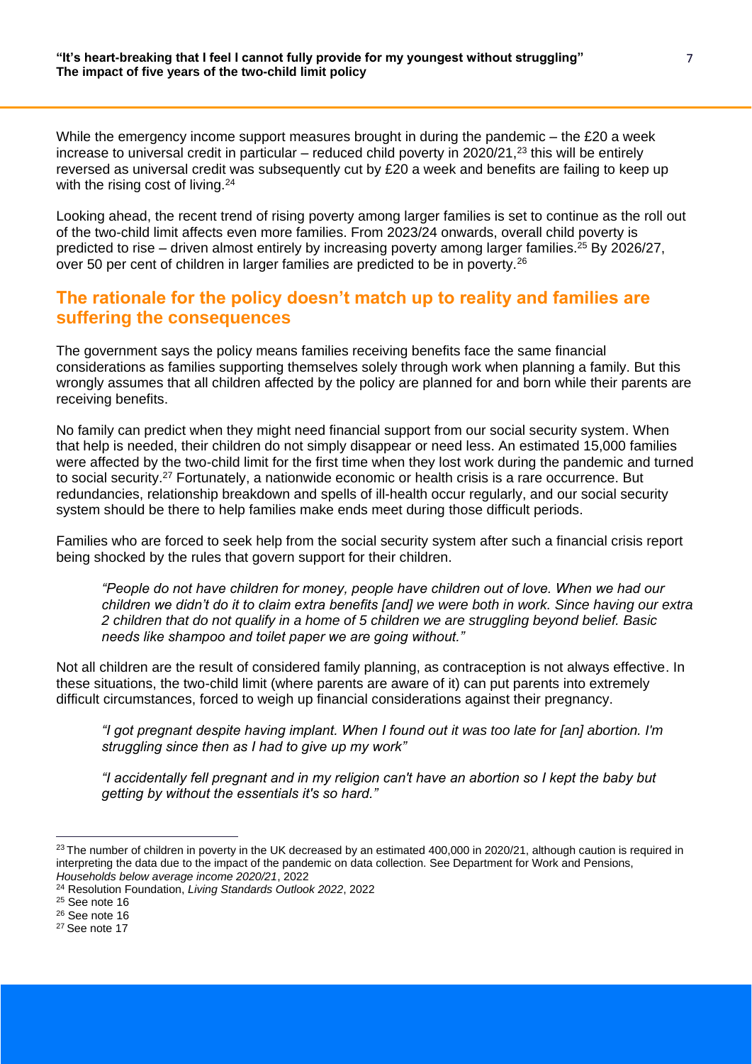While the emergency income support measures brought in during the pandemic – the £20 a week increase to universal credit in particular – reduced child poverty in 2020/21,[23] this will be entirely reversed as universal credit was subsequently cut by £20 a week and benefits are failing to keep up with the rising cost of living.[24]

Looking ahead, the recent trend of rising poverty among larger families is set to continue as the roll out of the two-child limit affects even more families. From 2023/24 onwards, overall child poverty is predicted to rise – driven almost entirely by increasing poverty among larger families.[25] By 2026/27, over 50 per cent of children in larger families are predicted to be in poverty.[26]

## The rationale for the policy doesn't match up to reality and families are suffering the consequences

The government says the policy means families receiving benefits face the same financial considerations as families supporting themselves solely through work when planning a family. But this wrongly assumes that all children affected by the policy are planned for and born while their parents are receiving benefits.

No family can predict when they might need financial support from our social security system. When that help is needed, their children do not simply disappear or need less. An estimated 15,000 families were affected by the two-child limit for the first time when they lost work during the pandemic and turned to social security.[27] Fortunately, a nationwide economic or health crisis is a rare occurrence. But redundancies, relationship breakdown and spells of ill-health occur regularly, and our social security system should be there to help families make ends meet during those difficult periods.

Families who are forced to seek help from the social security system after such a financial crisis report being shocked by the rules that govern support for their children.

> *"People do not have children for money, people have children out of love. When we had our children we didn't do it to claim extra benefits [and] we were both in work. Since having our extra 2 children that do not qualify in a home of 5 children we are struggling beyond belief. Basic needs like shampoo and toilet paper we are going without."*

Not all children are the result of considered family planning, as contraception is not always effective. In these situations, the two-child limit (where parents are aware of it) can put parents into extremely difficult circumstances, forced to weigh up financial considerations against their pregnancy.

> *"I got pregnant despite having implant. When I found out it was too late for [an] abortion. I'm struggling since then as I had to give up my work"*

> *"I accidentally fell pregnant and in my religion can't have an abortion so I kept the baby but getting by without the essentials it's so hard."*

---

[23] The number of children in poverty in the UK decreased by an estimated 400,000 in 2020/21, although caution is required in interpreting the data due to the impact of the pandemic on data collection. See Department for Work and Pensions, *Households below average income 2020/21*, 2022

[24] Resolution Foundation, *Living Standards Outlook 2022*, 2022

[25] See note 16

[26] See note 16

[27] See note 17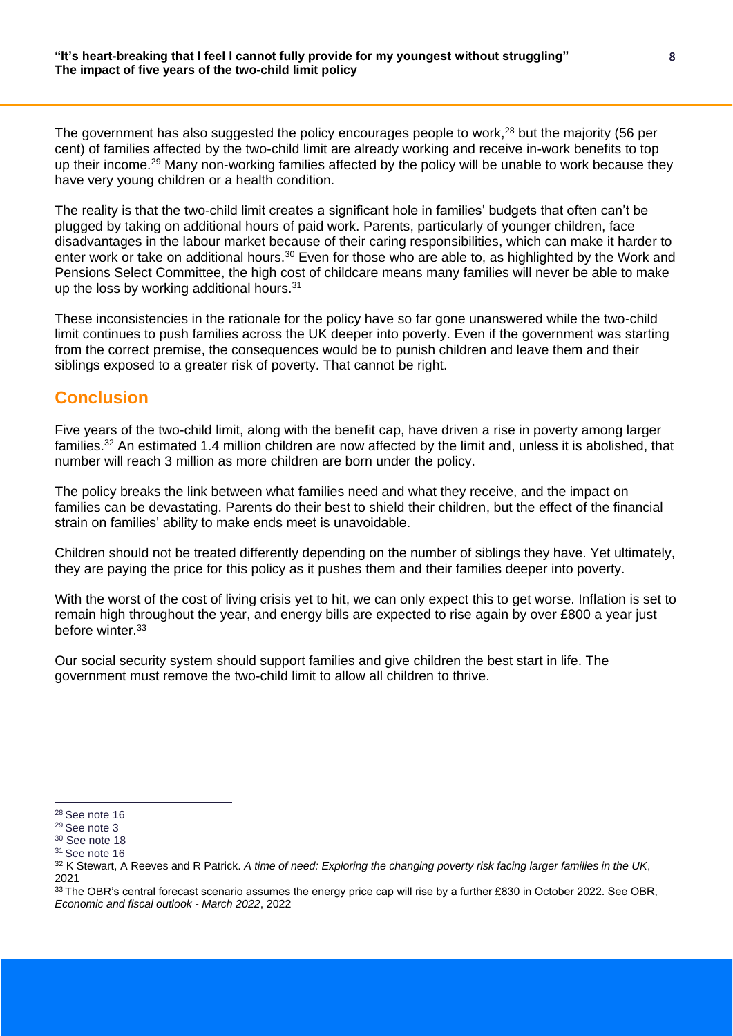The government has also suggested the policy encourages people to work,[28] but the majority (56 per cent) of families affected by the two-child limit are already working and receive in-work benefits to top up their income.[29] Many non-working families affected by the policy will be unable to work because they have very young children or a health condition.

The reality is that the two-child limit creates a significant hole in families' budgets that often can't be plugged by taking on additional hours of paid work. Parents, particularly of younger children, face disadvantages in the labour market because of their caring responsibilities, which can make it harder to enter work or take on additional hours.[30] Even for those who are able to, as highlighted by the Work and Pensions Select Committee, the high cost of childcare means many families will never be able to make up the loss by working additional hours.[31]

These inconsistencies in the rationale for the policy have so far gone unanswered while the two-child limit continues to push families across the UK deeper into poverty. Even if the government was starting from the correct premise, the consequences would be to punish children and leave them and their siblings exposed to a greater risk of poverty. That cannot be right.

## Conclusion

Five years of the two-child limit, along with the benefit cap, have driven a rise in poverty among larger families.[32] An estimated 1.4 million children are now affected by the limit and, unless it is abolished, that number will reach 3 million as more children are born under the policy.

The policy breaks the link between what families need and what they receive, and the impact on families can be devastating. Parents do their best to shield their children, but the effect of the financial strain on families' ability to make ends meet is unavoidable.

Children should not be treated differently depending on the number of siblings they have. Yet ultimately, they are paying the price for this policy as it pushes them and their families deeper into poverty.

With the worst of the cost of living crisis yet to hit, we can only expect this to get worse. Inflation is set to remain high throughout the year, and energy bills are expected to rise again by over £800 a year just before winter.[33]

Our social security system should support families and give children the best start in life. The government must remove the two-child limit to allow all children to thrive.

---

[28] See note 16

[29] See note 3

[30] See note 18

[31] See note 16

[32] K Stewart, A Reeves and R Patrick. *A time of need: Exploring the changing poverty risk facing larger families in the UK*, 2021

[33] The OBR's central forecast scenario assumes the energy price cap will rise by a further £830 in October 2022. See OBR, *Economic and fiscal outlook - March 2022*, 2022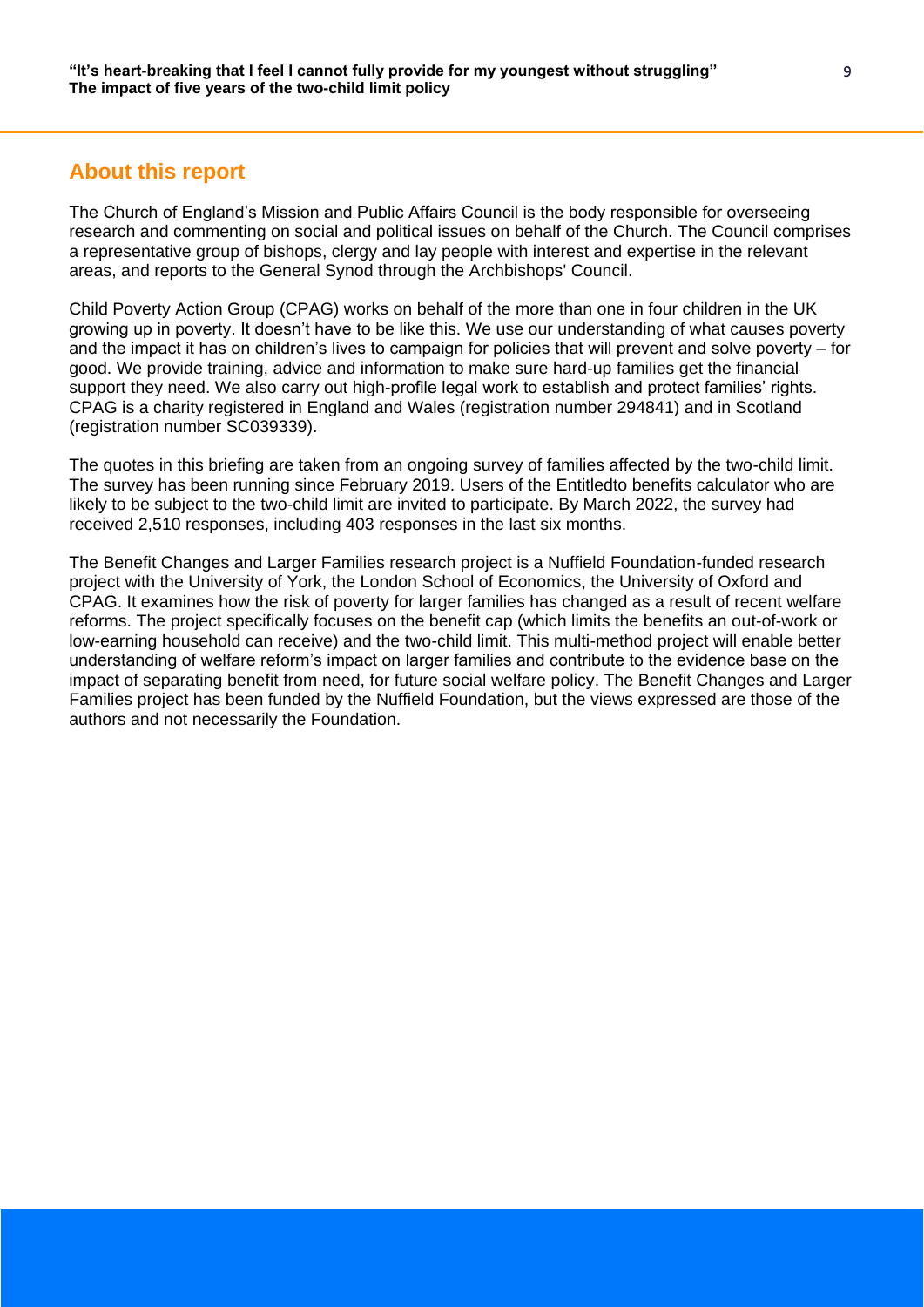## About this report

The Church of England's Mission and Public Affairs Council is the body responsible for overseeing research and commenting on social and political issues on behalf of the Church. The Council comprises a representative group of bishops, clergy and lay people with interest and expertise in the relevant areas, and reports to the General Synod through the Archbishops' Council.

Child Poverty Action Group (CPAG) works on behalf of the more than one in four children in the UK growing up in poverty. It doesn't have to be like this. We use our understanding of what causes poverty and the impact it has on children's lives to campaign for policies that will prevent and solve poverty – for good. We provide training, advice and information to make sure hard-up families get the financial support they need. We also carry out high-profile legal work to establish and protect families' rights. CPAG is a charity registered in England and Wales (registration number 294841) and in Scotland (registration number SC039339).

The quotes in this briefing are taken from an ongoing survey of families affected by the two-child limit. The survey has been running since February 2019. Users of the Entitledto benefits calculator who are likely to be subject to the two-child limit are invited to participate. By March 2022, the survey had received 2,510 responses, including 403 responses in the last six months.

The Benefit Changes and Larger Families research project is a Nuffield Foundation-funded research project with the University of York, the London School of Economics, the University of Oxford and CPAG. It examines how the risk of poverty for larger families has changed as a result of recent welfare reforms. The project specifically focuses on the benefit cap (which limits the benefits an out-of-work or low-earning household can receive) and the two-child limit. This multi-method project will enable better understanding of welfare reform's impact on larger families and contribute to the evidence base on the impact of separating benefit from need, for future social welfare policy. The Benefit Changes and Larger Families project has been funded by the Nuffield Foundation, but the views expressed are those of the authors and not necessarily the Foundation.